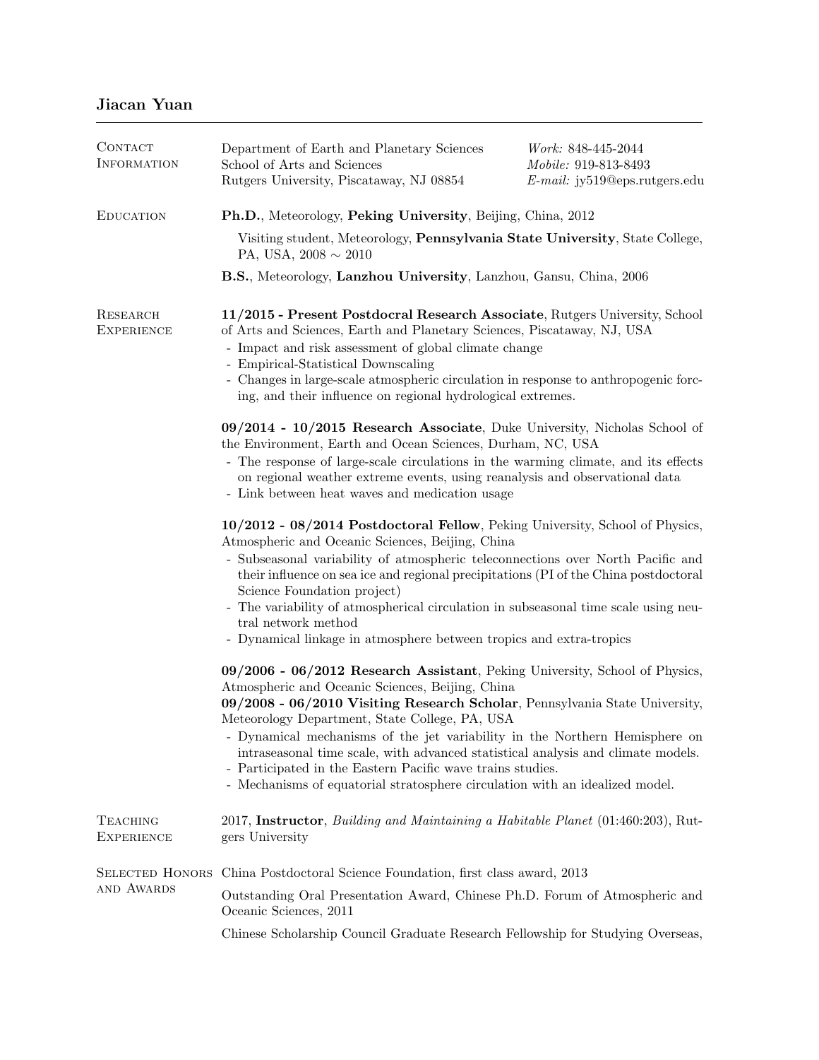# Jiacan Yuan

## Contact Information

Department of Earth and Planetary Sciences
School of Arts and Sciences
Rutgers University, Piscataway, NJ 08854

*Work:* 848-445-2044
*Mobile:* 919-813-8493
*E-mail:* jy519@eps.rutgers.edu

## Education

**Ph.D.**, Meteorology, **Peking University**, Beijing, China, 2012

Visiting student, Meteorology, **Pennsylvania State University**, State College, PA, USA, 2008 $\sim$ 2010

**B.S.**, Meteorology, **Lanzhou University**, Lanzhou, Gansu, China, 2006

## Research Experience

**11/2015 - Present Postdocral Research Associate**, Rutgers University, School of Arts and Sciences, Earth and Planetary Sciences, Piscataway, NJ, USA

- Impact and risk assessment of global climate change
- Empirical-Statistical Downscaling
- Changes in large-scale atmospheric circulation in response to anthropogenic forcing, and their influence on regional hydrological extremes.

**09/2014 - 10/2015 Research Associate**, Duke University, Nicholas School of the Environment, Earth and Ocean Sciences, Durham, NC, USA

- The response of large-scale circulations in the warming climate, and its effects on regional weather extreme events, using reanalysis and observational data
- Link between heat waves and medication usage

**10/2012 - 08/2014 Postdoctoral Fellow**, Peking University, School of Physics, Atmospheric and Oceanic Sciences, Beijing, China

- Subseasonal variability of atmospheric teleconnections over North Pacific and their influence on sea ice and regional precipitations (PI of the China postdoctoral Science Foundation project)
- The variability of atmospherical circulation in subseasonal time scale using neutral network method
- Dynamical linkage in atmosphere between tropics and extra-tropics

**09/2006 - 06/2012 Research Assistant**, Peking University, School of Physics, Atmospheric and Oceanic Sciences, Beijing, China
**09/2008 - 06/2010 Visiting Research Scholar**, Pennsylvania State University, Meteorology Department, State College, PA, USA

- Dynamical mechanisms of the jet variability in the Northern Hemisphere on intraseasonal time scale, with advanced statistical analysis and climate models.
- Participated in the Eastern Pacific wave trains studies.
- Mechanisms of equatorial stratosphere circulation with an idealized model.

## Teaching Experience

2017, **Instructor**, *Building and Maintaining a Habitable Planet* (01:460:203), Rutgers University

## Selected Honors and Awards

China Postdoctoral Science Foundation, first class award, 2013

Outstanding Oral Presentation Award, Chinese Ph.D. Forum of Atmospheric and Oceanic Sciences, 2011

Chinese Scholarship Council Graduate Research Fellowship for Studying Overseas,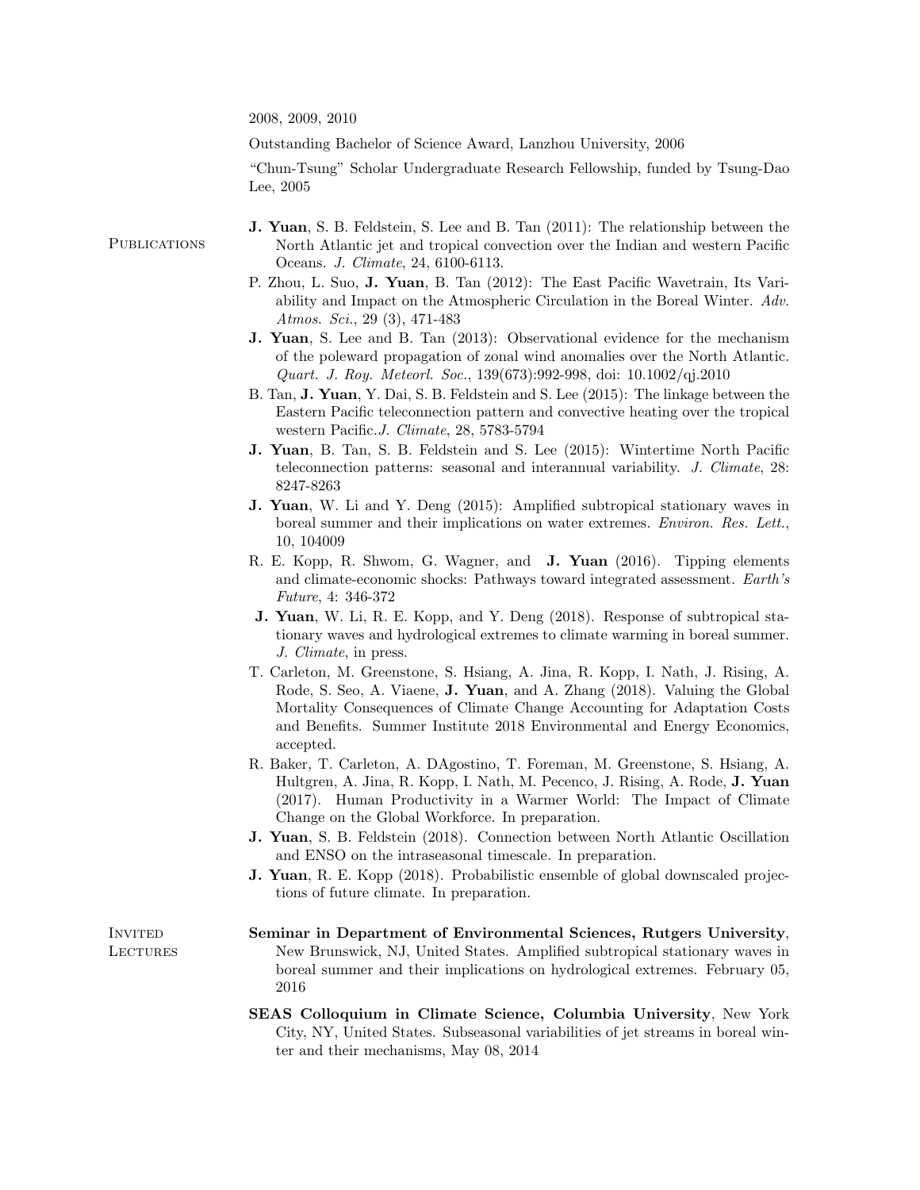2008, 2009, 2010

Outstanding Bachelor of Science Award, Lanzhou University, 2006

"Chun-Tsung" Scholar Undergraduate Research Fellowship, funded by Tsung-Dao Lee, 2005

## Publications

- **J. Yuan**, S. B. Feldstein, S. Lee and B. Tan (2011): The relationship between the North Atlantic jet and tropical convection over the Indian and western Pacific Oceans. *J. Climate*, 24, 6100-6113.
- P. Zhou, L. Suo, **J. Yuan**, B. Tan (2012): The East Pacific Wavetrain, Its Variability and Impact on the Atmospheric Circulation in the Boreal Winter. *Adv. Atmos. Sci.*, 29 (3), 471-483
- **J. Yuan**, S. Lee and B. Tan (2013): Observational evidence for the mechanism of the poleward propagation of zonal wind anomalies over the North Atlantic. *Quart. J. Roy. Meteorl. Soc.*, 139(673):992-998, doi: 10.1002/qj.2010
- B. Tan, **J. Yuan**, Y. Dai, S. B. Feldstein and S. Lee (2015): The linkage between the Eastern Pacific teleconnection pattern and convective heating over the tropical western Pacific.*J. Climate*, 28, 5783-5794
- **J. Yuan**, B. Tan, S. B. Feldstein and S. Lee (2015): Wintertime North Pacific teleconnection patterns: seasonal and interannual variability. *J. Climate*, 28: 8247-8263
- **J. Yuan**, W. Li and Y. Deng (2015): Amplified subtropical stationary waves in boreal summer and their implications on water extremes. *Environ. Res. Lett.*, 10, 104009
- R. E. Kopp, R. Shwom, G. Wagner, and **J. Yuan** (2016). Tipping elements and climate-economic shocks: Pathways toward integrated assessment. *Earth's Future*, 4: 346-372
- **J. Yuan**, W. Li, R. E. Kopp, and Y. Deng (2018). Response of subtropical stationary waves and hydrological extremes to climate warming in boreal summer. *J. Climate*, in press.
- T. Carleton, M. Greenstone, S. Hsiang, A. Jina, R. Kopp, I. Nath, J. Rising, A. Rode, S. Seo, A. Viaene, **J. Yuan**, and A. Zhang (2018). Valuing the Global Mortality Consequences of Climate Change Accounting for Adaptation Costs and Benefits. Summer Institute 2018 Environmental and Energy Economics, accepted.
- R. Baker, T. Carleton, A. DAgostino, T. Foreman, M. Greenstone, S. Hsiang, A. Hultgren, A. Jina, R. Kopp, I. Nath, M. Pecenco, J. Rising, A. Rode, **J. Yuan** (2017). Human Productivity in a Warmer World: The Impact of Climate Change on the Global Workforce. In preparation.
- **J. Yuan**, S. B. Feldstein (2018). Connection between North Atlantic Oscillation and ENSO on the intraseasonal timescale. In preparation.
- **J. Yuan**, R. E. Kopp (2018). Probabilistic ensemble of global downscaled projections of future climate. In preparation.

## Invited Lectures

**Seminar in Department of Environmental Sciences, Rutgers University**, New Brunswick, NJ, United States. Amplified subtropical stationary waves in boreal summer and their implications on hydrological extremes. February 05, 2016

**SEAS Colloquium in Climate Science, Columbia University**, New York City, NY, United States. Subseasonal variabilities of jet streams in boreal winter and their mechanisms, May 08, 2014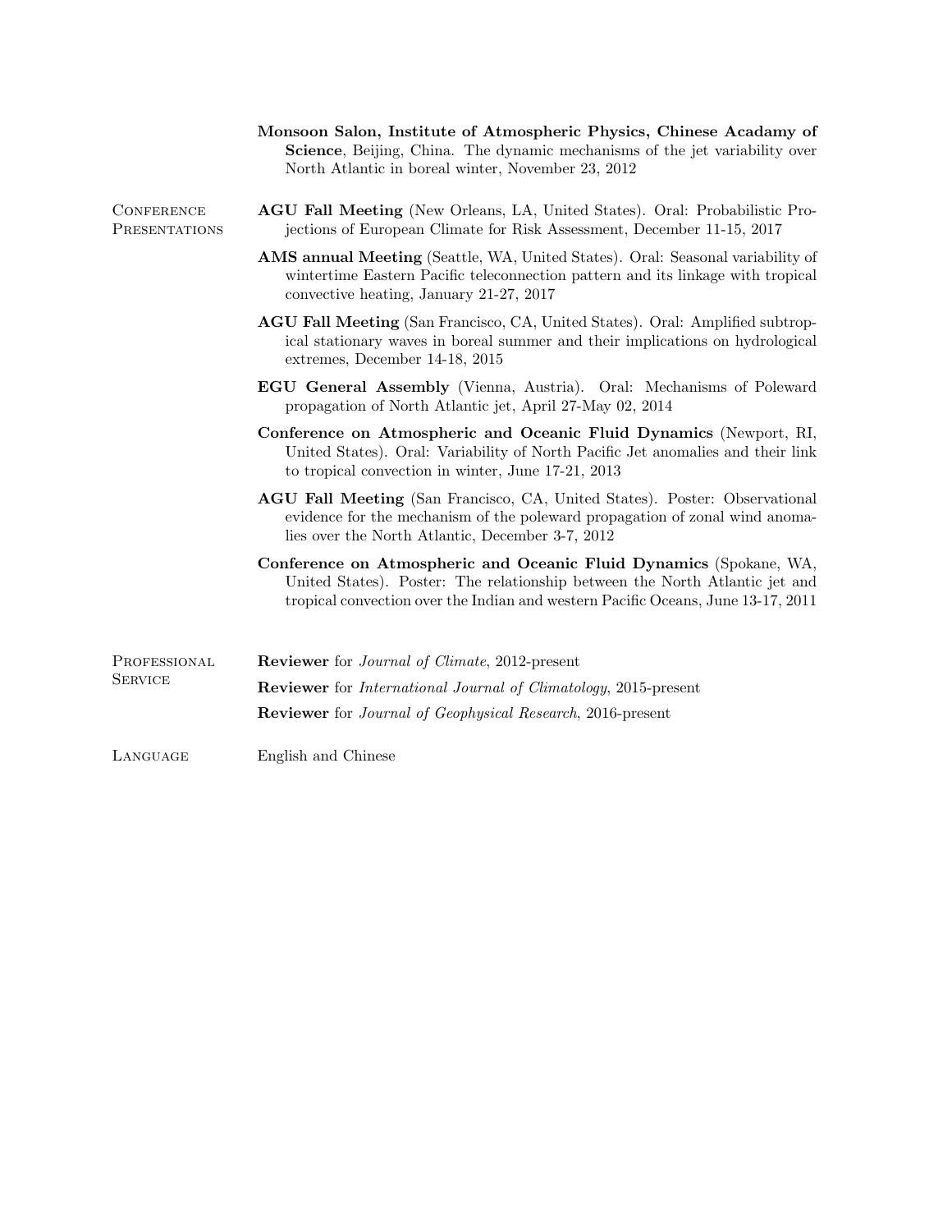**Monsoon Salon, Institute of Atmospheric Physics, Chinese Acadamy of Science**, Beijing, China. The dynamic mechanisms of the jet variability over North Atlantic in boreal winter, November 23, 2012

## Conference Presentations

**AGU Fall Meeting** (New Orleans, LA, United States). Oral: Probabilistic Projections of European Climate for Risk Assessment, December 11-15, 2017

**AMS annual Meeting** (Seattle, WA, United States). Oral: Seasonal variability of wintertime Eastern Pacific teleconnection pattern and its linkage with tropical convective heating, January 21-27, 2017

**AGU Fall Meeting** (San Francisco, CA, United States). Oral: Amplified subtropical stationary waves in boreal summer and their implications on hydrological extremes, December 14-18, 2015

**EGU General Assembly** (Vienna, Austria). Oral: Mechanisms of Poleward propagation of North Atlantic jet, April 27-May 02, 2014

**Conference on Atmospheric and Oceanic Fluid Dynamics** (Newport, RI, United States). Oral: Variability of North Pacific Jet anomalies and their link to tropical convection in winter, June 17-21, 2013

**AGU Fall Meeting** (San Francisco, CA, United States). Poster: Observational evidence for the mechanism of the poleward propagation of zonal wind anomalies over the North Atlantic, December 3-7, 2012

**Conference on Atmospheric and Oceanic Fluid Dynamics** (Spokane, WA, United States). Poster: The relationship between the North Atlantic jet and tropical convection over the Indian and western Pacific Oceans, June 13-17, 2011

## Professional Service

**Reviewer** for *Journal of Climate*, 2012-present

**Reviewer** for *International Journal of Climatology*, 2015-present

**Reviewer** for *Journal of Geophysical Research*, 2016-present

## Language

English and Chinese